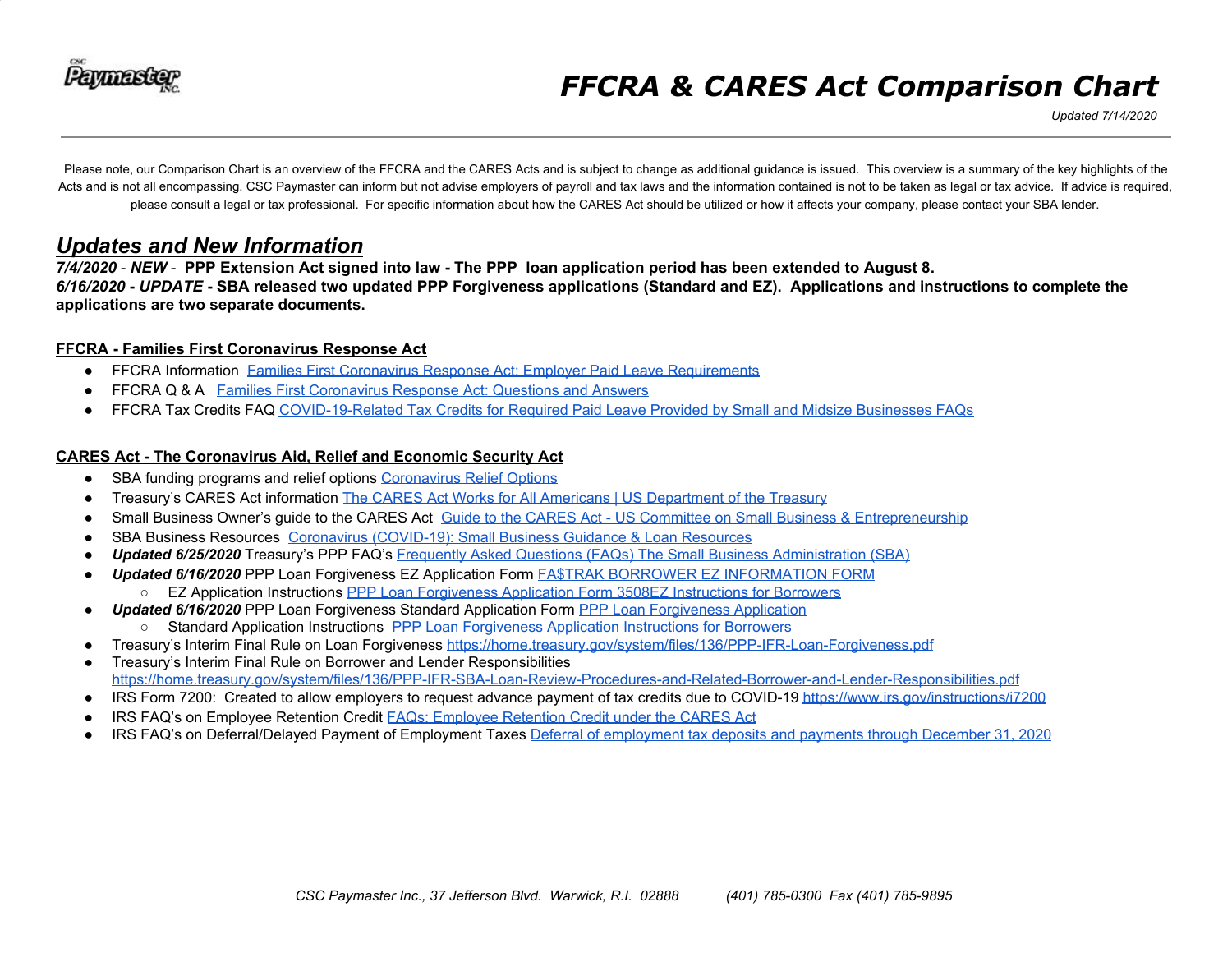# *FFCRA & CARES Act Comparison Chart*

*Updated 7/14/2020*

Please note, our Comparison Chart is an overview of the FFCRA and the CARES Acts and is subject to change as additional guidance is issued. This overview is a summary of the key highlights of the Acts and is not all encompassing. CSC Paymaster can inform but not advise employers of payroll and tax laws and the information contained is not to be taken as legal or tax advice. If advice is required, please consult a legal or tax professional. For specific information about how the CARES Act should be utilized or how it affects your company, please contact your SBA lender.

## ***Updates and New Information***

***7/4/2020*** - ***NEW*** - **PPP Extension Act signed into law - The PPP loan application period has been extended to August 8.**
***6/16/2020 - UPDATE*** **- SBA released two updated PPP Forgiveness applications (Standard and EZ). Applications and instructions to complete the applications are two separate documents.**

### FFCRA - Families First Coronavirus Response Act

- FFCRA Information Families First Coronavirus Response Act: Employer Paid Leave Requirements
- FFCRA Q & A Families First Coronavirus Response Act: Questions and Answers
- FFCRA Tax Credits FAQ COVID-19-Related Tax Credits for Required Paid Leave Provided by Small and Midsize Businesses FAQs

### CARES Act - The Coronavirus Aid, Relief and Economic Security Act

- SBA funding programs and relief options Coronavirus Relief Options
- Treasury's CARES Act information The CARES Act Works for All Americans | US Department of the Treasury
- Small Business Owner's guide to the CARES Act Guide to the CARES Act - US Committee on Small Business & Entrepreneurship
- SBA Business Resources Coronavirus (COVID-19): Small Business Guidance & Loan Resources
- ***Updated 6/25/2020*** Treasury's PPP FAQ's Frequently Asked Questions (FAQs) The Small Business Administration (SBA)
- ***Updated 6/16/2020*** PPP Loan Forgiveness EZ Application Form FA$TRAK BORROWER EZ INFORMATION FORM
  - EZ Application Instructions PPP Loan Forgiveness Application Form 3508EZ Instructions for Borrowers
- ***Updated 6/16/2020*** PPP Loan Forgiveness Standard Application Form PPP Loan Forgiveness Application
  - Standard Application Instructions PPP Loan Forgiveness Application Instructions for Borrowers
- Treasury's Interim Final Rule on Loan Forgiveness https://home.treasury.gov/system/files/136/PPP-IFR-Loan-Forgiveness.pdf
- Treasury's Interim Final Rule on Borrower and Lender Responsibilities https://home.treasury.gov/system/files/136/PPP-IFR-SBA-Loan-Review-Procedures-and-Related-Borrower-and-Lender-Responsibilities.pdf
- IRS Form 7200: Created to allow employers to request advance payment of tax credits due to COVID-19 https://www.irs.gov/instructions/i7200
- IRS FAQ's on Employee Retention Credit FAQs: Employee Retention Credit under the CARES Act
- IRS FAQ's on Deferral/Delayed Payment of Employment Taxes Deferral of employment tax deposits and payments through December 31, 2020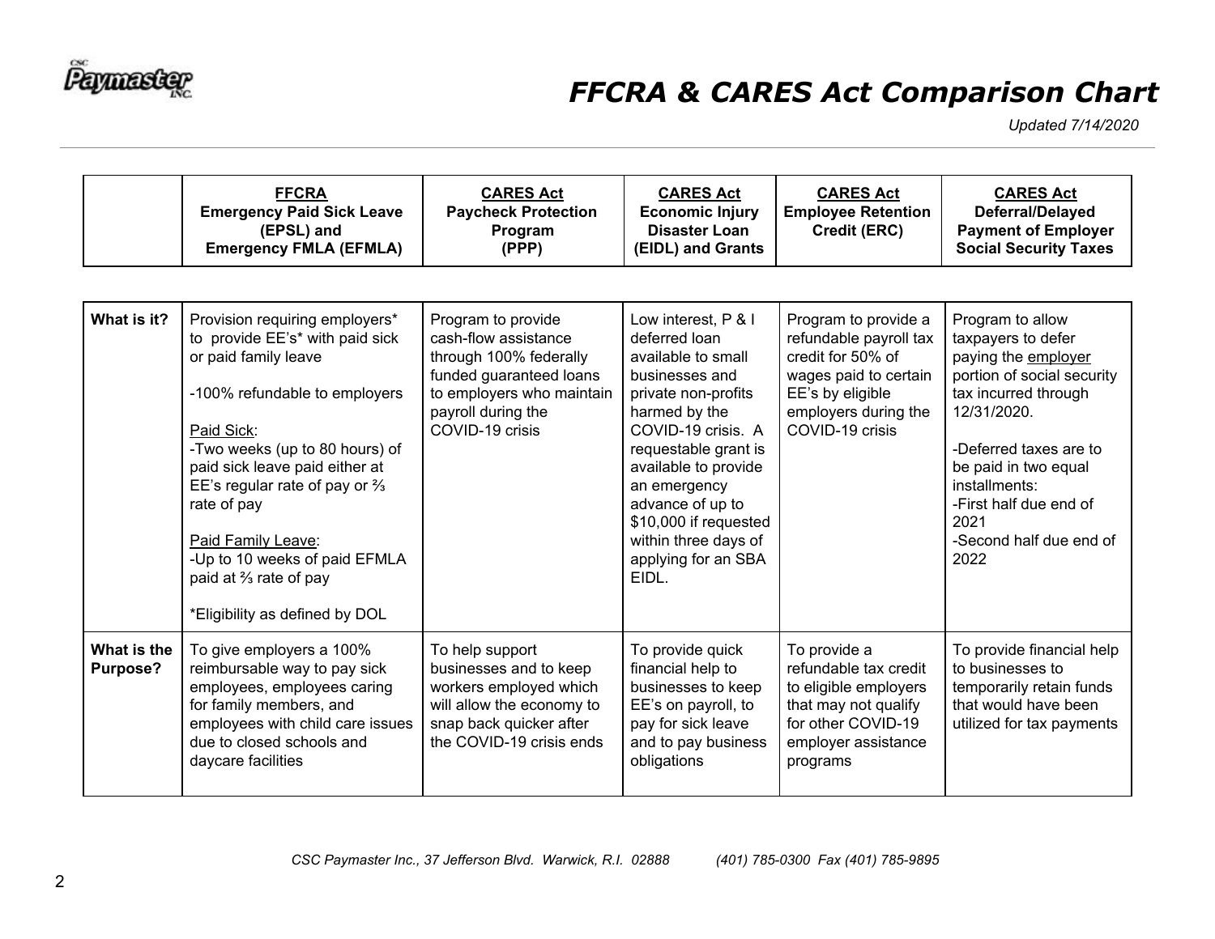# FFCRA & CARES Act Comparison Chart

*Updated 7/14/2020*

| | **FFCRA Emergency Paid Sick Leave (EPSL) and Emergency FMLA (EFMLA)** | **CARES Act Paycheck Protection Program (PPP)** | **CARES Act Economic Injury Disaster Loan (EIDL) and Grants** | **CARES Act Employee Retention Credit (ERC)** | **CARES Act Deferral/Delayed Payment of Employer Social Security Taxes** |
|---|---|---|---|---|---|
| **What is it?** | Provision requiring employers* to provide EE's* with paid sick or paid family leave<br><br>-100% refundable to employers<br><br>Paid Sick:<br>-Two weeks (up to 80 hours) of paid sick leave paid either at EE's regular rate of pay or ⅔ rate of pay<br><br>Paid Family Leave:<br>-Up to 10 weeks of paid EFMLA paid at ⅔ rate of pay<br><br>*Eligibility as defined by DOL | Program to provide cash-flow assistance through 100% federally funded guaranteed loans to employers who maintain payroll during the COVID-19 crisis | Low interest, P & I deferred loan available to small businesses and private non-profits harmed by the COVID-19 crisis. A requestable grant is available to provide an emergency advance of up to $10,000 if requested within three days of applying for an SBA EIDL. | Program to provide a refundable payroll tax credit for 50% of wages paid to certain EE's by eligible employers during the COVID-19 crisis | Program to allow taxpayers to defer paying the employer portion of social security tax incurred through 12/31/2020.<br><br>-Deferred taxes are to be paid in two equal installments:<br>-First half due end of 2021<br>-Second half due end of 2022 |
| **What is the Purpose?** | To give employers a 100% reimbursable way to pay sick employees, employees caring for family members, and employees with child care issues due to closed schools and daycare facilities | To help support businesses and to keep workers employed which will allow the economy to snap back quicker after the COVID-19 crisis ends | To provide quick financial help to businesses to keep EE's on payroll, to pay for sick leave and to pay business obligations | To provide a refundable tax credit to eligible employers that may not qualify for other COVID-19 employer assistance programs | To provide financial help to businesses to temporarily retain funds that would have been utilized for tax payments |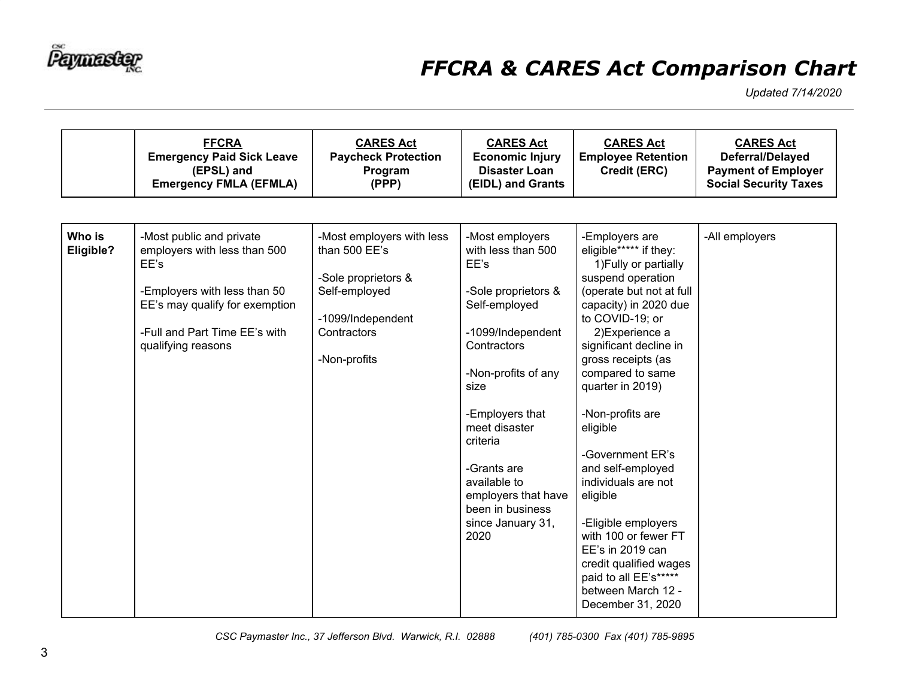# FFCRA & CARES Act Comparison Chart

*Updated 7/14/2020*

| | FFCRA Emergency Paid Sick Leave (EPSL) and Emergency FMLA (EFMLA) | CARES Act Paycheck Protection Program (PPP) | CARES Act Economic Injury Disaster Loan (EIDL) and Grants | CARES Act Employee Retention Credit (ERC) | CARES Act Deferral/Delayed Payment of Employer Social Security Taxes |
|---|---|---|---|---|---|
| **Who is Eligible?** | -Most public and private employers with less than 500 EE's<br><br>-Employers with less than 50 EE's may qualify for exemption<br><br>-Full and Part Time EE's with qualifying reasons | -Most employers with less than 500 EE's<br><br>-Sole proprietors & Self-employed<br><br>-1099/Independent Contractors<br><br>-Non-profits | -Most employers with less than 500 EE's<br><br>-Sole proprietors & Self-employed<br><br>-1099/Independent Contractors<br><br>-Non-profits of any size<br><br>-Employers that meet disaster criteria<br><br>-Grants are available to employers that have been in business since January 31, 2020 | -Employers are eligible***** if they:<br>1)Fully or partially suspend operation (operate but not at full capacity) in 2020 due to COVID-19; or<br>2)Experience a significant decline in gross receipts (as compared to same quarter in 2019)<br><br>-Non-profits are eligible<br><br>-Government ER's and self-employed individuals are not eligible<br><br>-Eligible employers with 100 or fewer FT EE's in 2019 can credit qualified wages paid to all EE's***** between March 12 - December 31, 2020 | -All employers |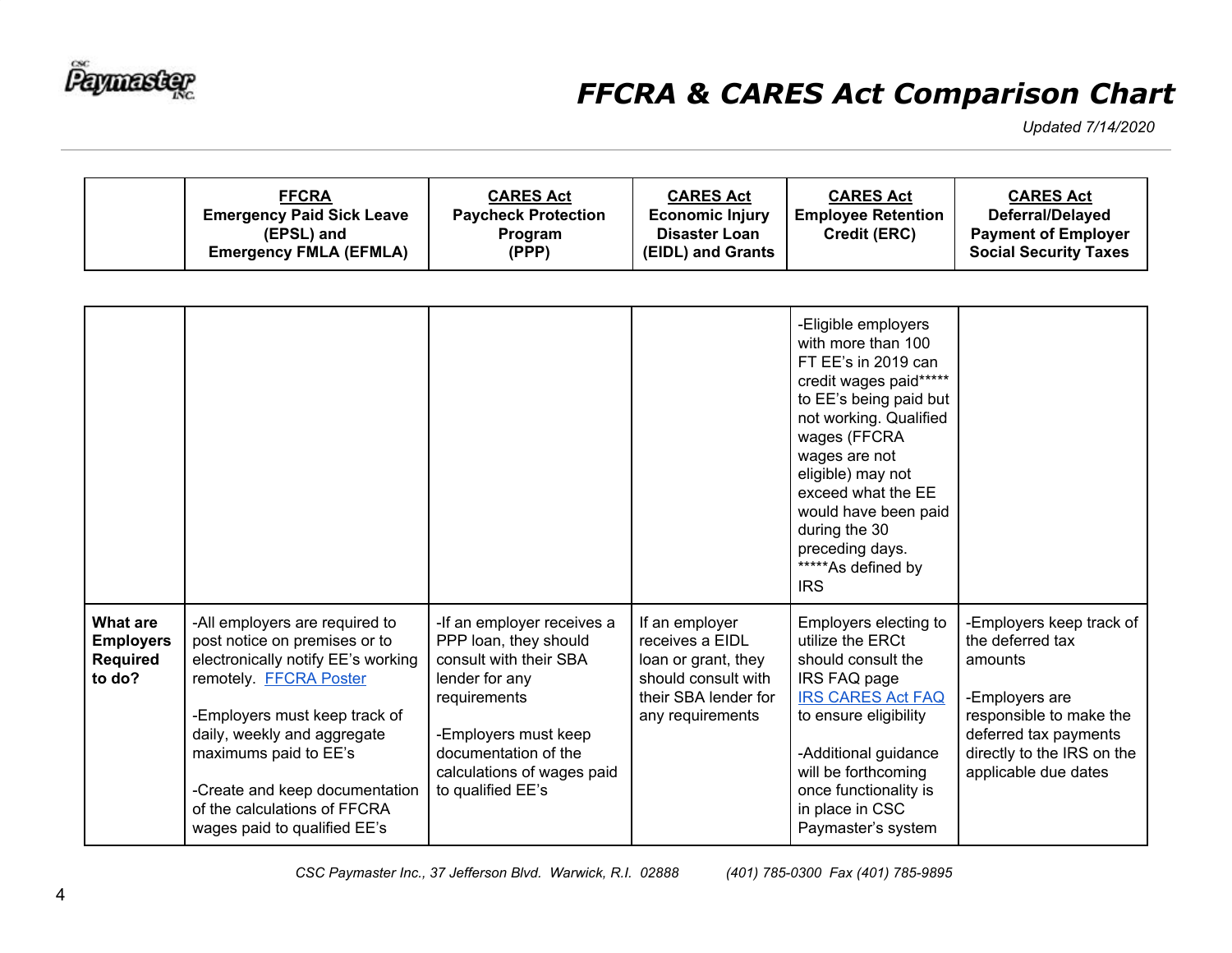# FFCRA & CARES Act Comparison Chart

*Updated 7/14/2020*

| | FFCRA Emergency Paid Sick Leave (EPSL) and Emergency FMLA (EFMLA) | CARES Act Paycheck Protection Program (PPP) | CARES Act Economic Injury Disaster Loan (EIDL) and Grants | CARES Act Employee Retention Credit (ERC) | CARES Act Deferral/Delayed Payment of Employer Social Security Taxes |
|---|---|---|---|---|---|
| | | | | -Eligible employers with more than 100 FT EE's in 2019 can credit wages paid***** to EE's being paid but not working. Qualified wages (FFCRA wages are not eligible) may not exceed what the EE would have been paid during the 30 preceding days. *****As defined by IRS | |
| **What are Employers Required to do?** | -All employers are required to post notice on premises or to electronically notify EE's working remotely. [FFCRA Poster]<br><br>-Employers must keep track of daily, weekly and aggregate maximums paid to EE's<br><br>-Create and keep documentation of the calculations of FFCRA wages paid to qualified EE's | -If an employer receives a PPP loan, they should consult with their SBA lender for any requirements<br><br>-Employers must keep documentation of the calculations of wages paid to qualified EE's | If an employer receives a EIDL loan or grant, they should consult with their SBA lender for any requirements | Employers electing to utilize the ERCt should consult the IRS FAQ page [IRS CARES Act FAQ] to ensure eligibility<br><br>-Additional guidance will be forthcoming once functionality is in place in CSC Paymaster's system | -Employers keep track of the deferred tax amounts<br><br>-Employers are responsible to make the deferred tax payments directly to the IRS on the applicable due dates |

*CSC Paymaster Inc., 37 Jefferson Blvd. Warwick, R.I. 02888 (401) 785-0300 Fax (401) 785-9895*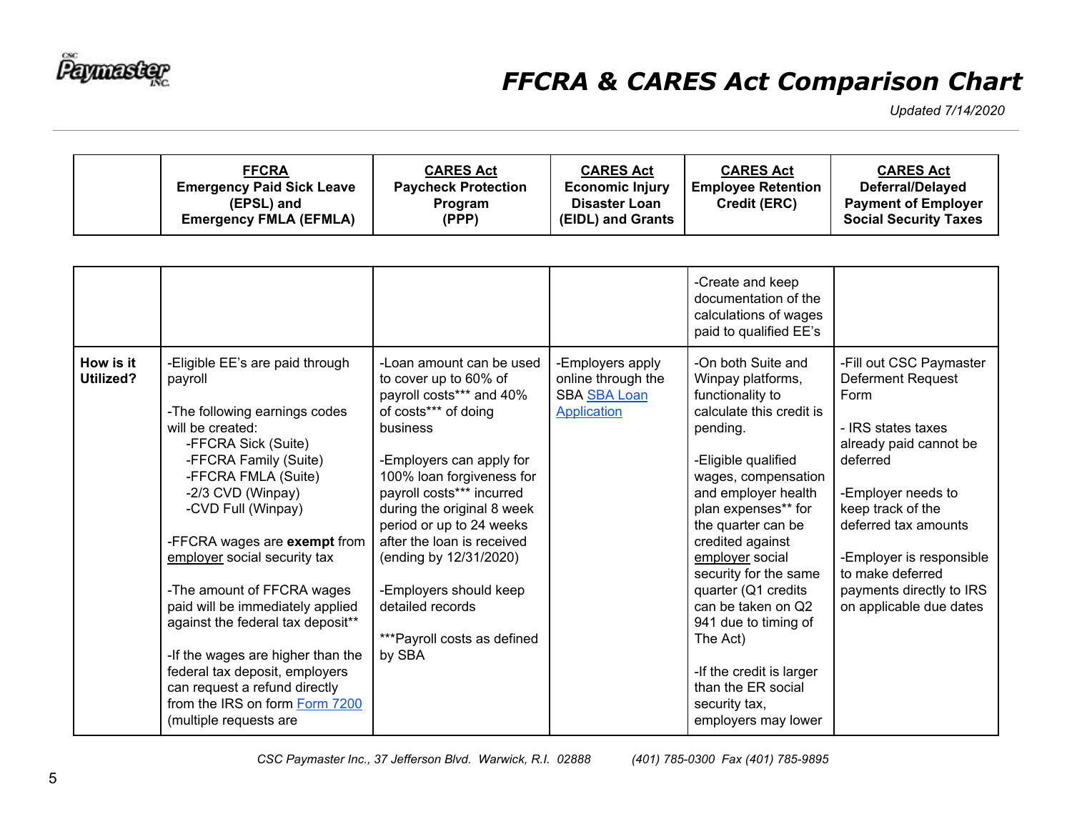# FFCRA & CARES Act Comparison Chart

*Updated 7/14/2020*

| | FFCRA Emergency Paid Sick Leave (EPSL) and Emergency FMLA (EFMLA) | CARES Act Paycheck Protection Program (PPP) | CARES Act Economic Injury Disaster Loan (EIDL) and Grants | CARES Act Employee Retention Credit (ERC) | CARES Act Deferral/Delayed Payment of Employer Social Security Taxes |
|---|---|---|---|---|---|
| | | | | -Create and keep documentation of the calculations of wages paid to qualified EE's | |
| **How is it Utilized?** | -Eligible EE's are paid through payroll<br><br>-The following earnings codes will be created:<br>-FFCRA Sick (Suite)<br>-FFCRA Family (Suite)<br>-FFCRA FMLA (Suite)<br>-2/3 CVD (Winpay)<br>-CVD Full (Winpay)<br><br>-FFCRA wages are **exempt** from employer social security tax<br><br>-The amount of FFCRA wages paid will be immediately applied against the federal tax deposit**<br><br>-If the wages are higher than the federal tax deposit, employers can request a refund directly from the IRS on form Form 7200 (multiple requests are | -Loan amount can be used to cover up to 60% of payroll costs*** and 40% of costs*** of doing business<br><br>-Employers can apply for 100% loan forgiveness for payroll costs*** incurred during the original 8 week period or up to 24 weeks after the loan is received (ending by 12/31/2020)<br><br>-Employers should keep detailed records<br><br>***Payroll costs as defined by SBA | -Employers apply online through the SBA SBA Loan Application | -On both Suite and Winpay platforms, functionality to calculate this credit is pending.<br><br>-Eligible qualified wages, compensation and employer health plan expenses** for the quarter can be credited against employer social security for the same quarter (Q1 credits can be taken on Q2 941 due to timing of The Act)<br><br>-If the credit is larger than the ER social security tax, employers may lower | -Fill out CSC Paymaster Deferment Request Form<br><br>- IRS states taxes already paid cannot be deferred<br><br>-Employer needs to keep track of the deferred tax amounts<br><br>-Employer is responsible to make deferred payments directly to IRS on applicable due dates |

*CSC Paymaster Inc., 37 Jefferson Blvd. Warwick, R.I. 02888 (401) 785-0300 Fax (401) 785-9895*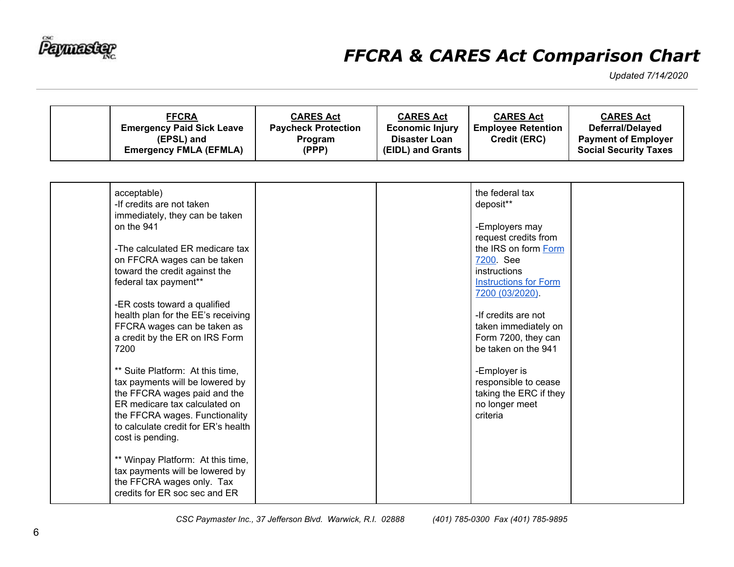# FFCRA & CARES Act Comparison Chart

*Updated 7/14/2020*

| | FFCRA<br>Emergency Paid Sick Leave (EPSL) and Emergency FMLA (EFMLA) | CARES Act<br>Paycheck Protection Program (PPP) | CARES Act<br>Economic Injury Disaster Loan (EIDL) and Grants | CARES Act<br>Employee Retention Credit (ERC) | CARES Act<br>Deferral/Delayed Payment of Employer Social Security Taxes |
|---|---|---|---|---|---|
| | acceptable)<br>-If credits are not taken immediately, they can be taken on the 941<br><br>-The calculated ER medicare tax on FFCRA wages can be taken toward the credit against the federal tax payment**<br><br>-ER costs toward a qualified health plan for the EE's receiving FFCRA wages can be taken as a credit by the ER on IRS Form 7200<br><br>** Suite Platform: At this time, tax payments will be lowered by the FFCRA wages paid and the ER medicare tax calculated on the FFCRA wages. Functionality to calculate credit for ER's health cost is pending.<br><br>** Winpay Platform: At this time, tax payments will be lowered by the FFCRA wages only. Tax credits for ER soc sec and ER | | | the federal tax deposit**<br><br>-Employers may request credits from the IRS on form Form 7200. See instructions Instructions for Form 7200 (03/2020).<br><br>-If credits are not taken immediately on Form 7200, they can be taken on the 941<br><br>-Employer is responsible to cease taking the ERC if they no longer meet criteria | |

*CSC Paymaster Inc., 37 Jefferson Blvd. Warwick, R.I. 02888 (401) 785-0300 Fax (401) 785-9895*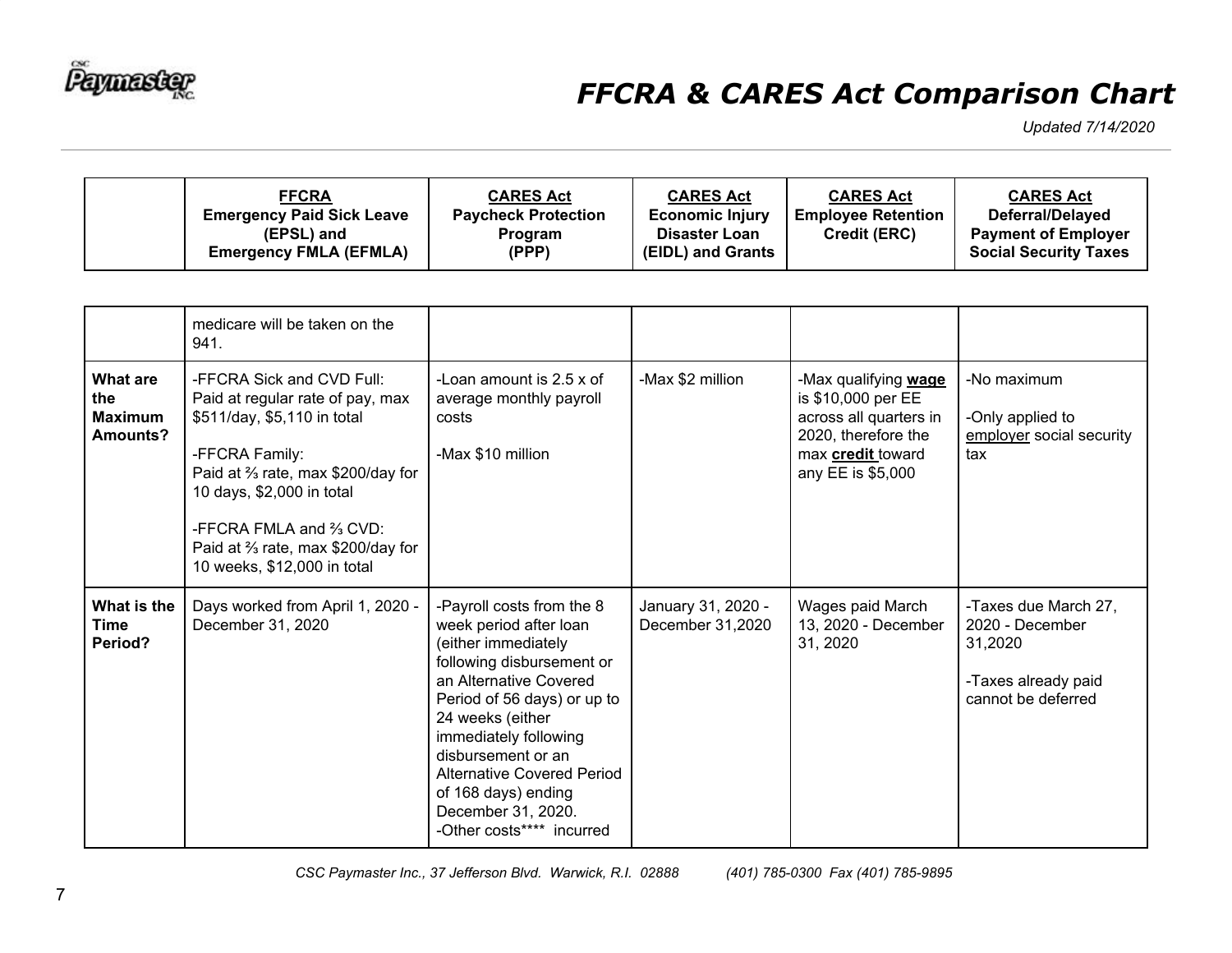# FFCRA & CARES Act Comparison Chart

*Updated 7/14/2020*

| | **FFCRA** **Emergency Paid Sick Leave (EPSL) and Emergency FMLA (EFMLA)** | **CARES Act** **Paycheck Protection Program (PPP)** | **CARES Act** **Economic Injury Disaster Loan (EIDL) and Grants** | **CARES Act** **Employee Retention Credit (ERC)** | **CARES Act** **Deferral/Delayed Payment of Employer Social Security Taxes** |
|---|---|---|---|---|---|
| | medicare will be taken on the 941. | | | | |
| **What are the Maximum Amounts?** | -FFCRA Sick and CVD Full: Paid at regular rate of pay, max \$511/day, \$5,110 in total<br><br>-FFCRA Family: Paid at ⅔ rate, max \$200/day for 10 days, \$2,000 in total<br><br>-FFCRA FMLA and ⅔ CVD: Paid at ⅔ rate, max \$200/day for 10 weeks, \$12,000 in total | -Loan amount is 2.5 x of average monthly payroll costs<br><br>-Max \$10 million | -Max \$2 million | -Max qualifying **wage** is \$10,000 per EE across all quarters in 2020, therefore the max **credit** toward any EE is \$5,000 | -No maximum<br><br>-Only applied to employer social security tax |
| **What is the Time Period?** | Days worked from April 1, 2020 - December 31, 2020 | -Payroll costs from the 8 week period after loan (either immediately following disbursement or an Alternative Covered Period of 56 days) or up to 24 weeks (either immediately following disbursement or an Alternative Covered Period of 168 days) ending December 31, 2020.<br>-Other costs**** incurred | January 31, 2020 - December 31,2020 | Wages paid March 13, 2020 - December 31, 2020 | -Taxes due March 27, 2020 - December 31,2020<br><br>-Taxes already paid cannot be deferred |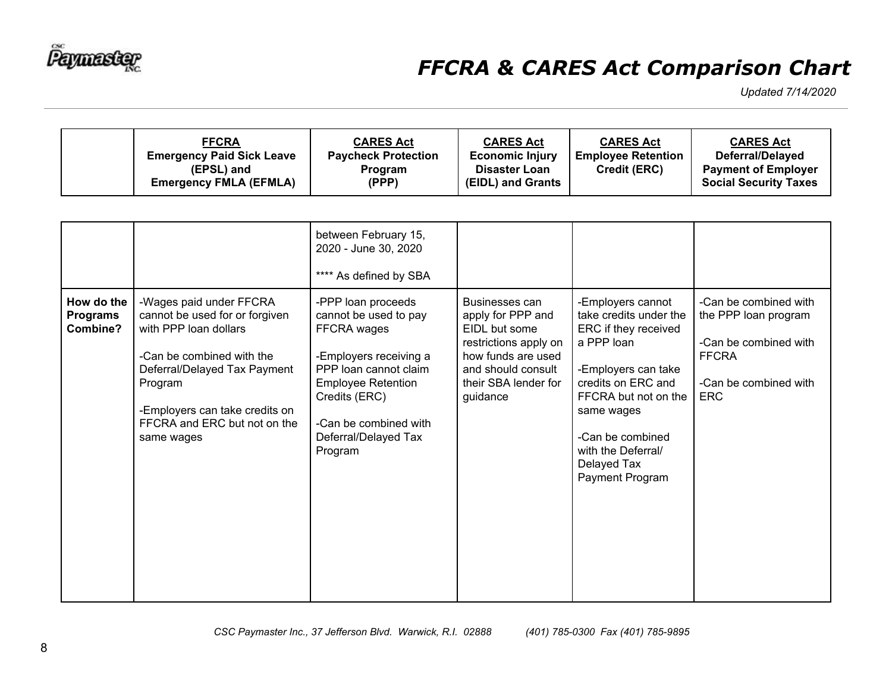# FFCRA & CARES Act Comparison Chart

*Updated 7/14/2020*

| | **FFCRA** Emergency Paid Sick Leave (EPSL) and Emergency FMLA (EFMLA) | **CARES Act** Paycheck Protection Program (PPP) | **CARES Act** Economic Injury Disaster Loan (EIDL) and Grants | **CARES Act** Employee Retention Credit (ERC) | **CARES Act** Deferral/Delayed Payment of Employer Social Security Taxes |
|---|---|---|---|---|---|
| | | between February 15, 2020 - June 30, 2020<br><br>**** As defined by SBA | | | |
| **How do the Programs Combine?** | -Wages paid under FFCRA cannot be used for or forgiven with PPP loan dollars<br><br>-Can be combined with the Deferral/Delayed Tax Payment Program<br><br>-Employers can take credits on FFCRA and ERC but not on the same wages | -PPP loan proceeds cannot be used to pay FFCRA wages<br><br>-Employers receiving a PPP loan cannot claim Employee Retention Credits (ERC)<br><br>-Can be combined with Deferral/Delayed Tax Program | Businesses can apply for PPP and EIDL but some restrictions apply on how funds are used and should consult their SBA lender for guidance | -Employers cannot take credits under the ERC if they received a PPP loan<br><br>-Employers can take credits on ERC and FFCRA but not on the same wages<br><br>-Can be combined with the Deferral/ Delayed Tax Payment Program | -Can be combined with the PPP loan program<br><br>-Can be combined with FFCRA<br><br>-Can be combined with ERC |

*CSC Paymaster Inc., 37 Jefferson Blvd. Warwick, R.I. 02888 (401) 785-0300 Fax (401) 785-9895*